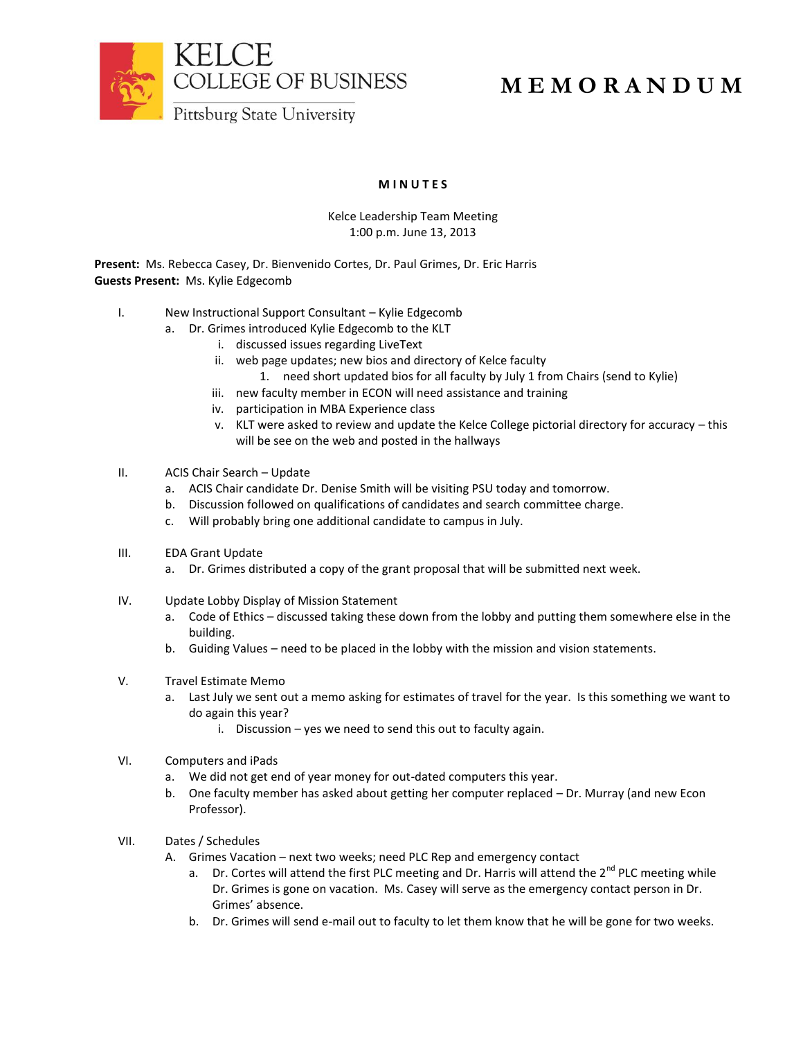KELCE COLLEGE OF BUSINESS
Pittsburg State University

# MEMORANDUM

## MINUTES

Kelce Leadership Team Meeting
1:00 p.m. June 13, 2013

**Present:** Ms. Rebecca Casey, Dr. Bienvenido Cortes, Dr. Paul Grimes, Dr. Eric Harris
**Guests Present:** Ms. Kylie Edgecomb

I. New Instructional Support Consultant – Kylie Edgecomb
   a. Dr. Grimes introduced Kylie Edgecomb to the KLT
      i. discussed issues regarding LiveText
      ii. web page updates; new bios and directory of Kelce faculty
         1. need short updated bios for all faculty by July 1 from Chairs (send to Kylie)
      iii. new faculty member in ECON will need assistance and training
      iv. participation in MBA Experience class
      v. KLT were asked to review and update the Kelce College pictorial directory for accuracy – this will be see on the web and posted in the hallways

II. ACIS Chair Search – Update
   a. ACIS Chair candidate Dr. Denise Smith will be visiting PSU today and tomorrow.
   b. Discussion followed on qualifications of candidates and search committee charge.
   c. Will probably bring one additional candidate to campus in July.

III. EDA Grant Update
   a. Dr. Grimes distributed a copy of the grant proposal that will be submitted next week.

IV. Update Lobby Display of Mission Statement
   a. Code of Ethics – discussed taking these down from the lobby and putting them somewhere else in the building.
   b. Guiding Values – need to be placed in the lobby with the mission and vision statements.

V. Travel Estimate Memo
   a. Last July we sent out a memo asking for estimates of travel for the year. Is this something we want to do again this year?
      i. Discussion – yes we need to send this out to faculty again.

VI. Computers and iPads
   a. We did not get end of year money for out-dated computers this year.
   b. One faculty member has asked about getting her computer replaced – Dr. Murray (and new Econ Professor).

VII. Dates / Schedules
   A. Grimes Vacation – next two weeks; need PLC Rep and emergency contact
      a. Dr. Cortes will attend the first PLC meeting and Dr. Harris will attend the 2nd PLC meeting while Dr. Grimes is gone on vacation. Ms. Casey will serve as the emergency contact person in Dr. Grimes' absence.
      b. Dr. Grimes will send e-mail out to faculty to let them know that he will be gone for two weeks.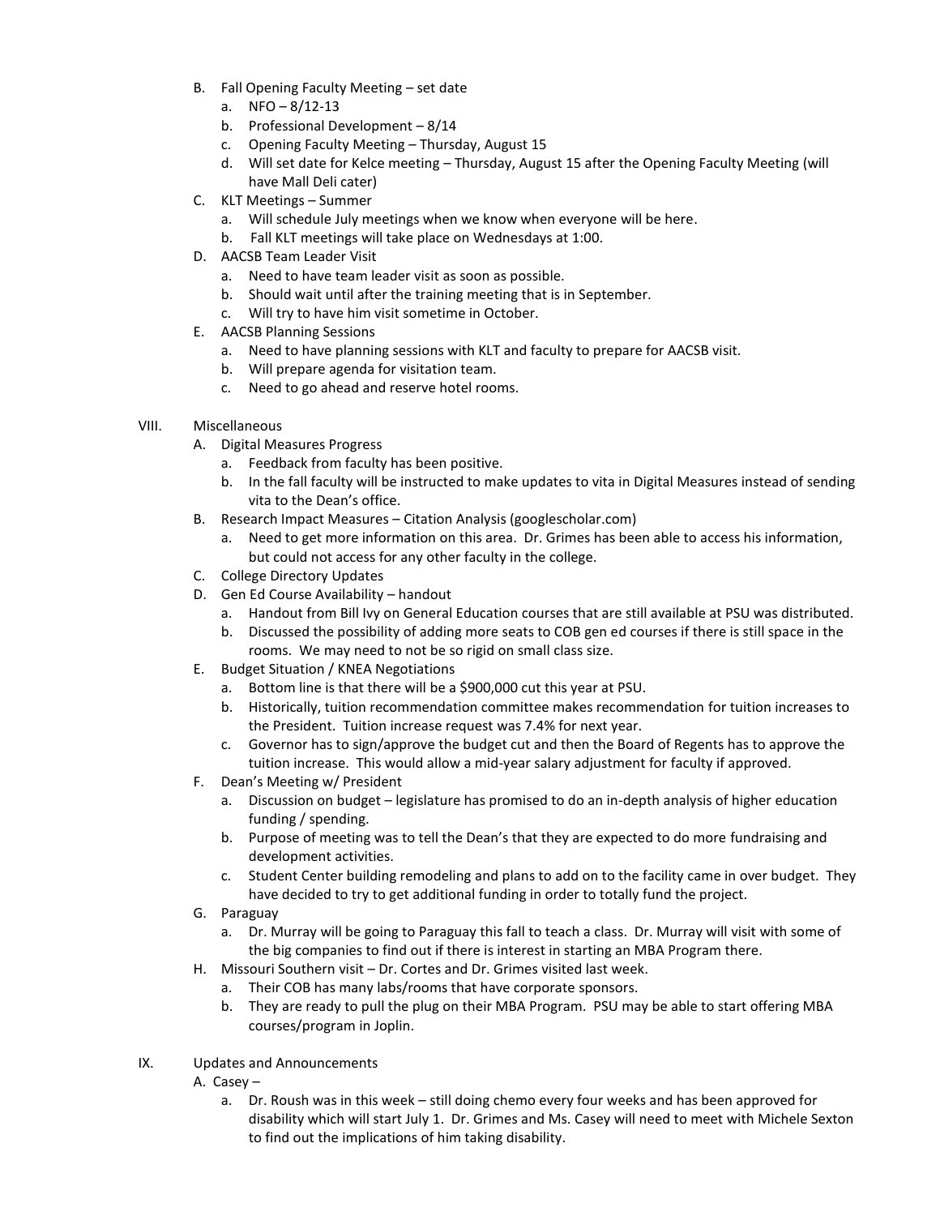B. Fall Opening Faculty Meeting – set date
   a. NFO – 8/12-13
   b. Professional Development – 8/14
   c. Opening Faculty Meeting – Thursday, August 15
   d. Will set date for Kelce meeting – Thursday, August 15 after the Opening Faculty Meeting (will have Mall Deli cater)

C. KLT Meetings – Summer
   a. Will schedule July meetings when we know when everyone will be here.
   b. Fall KLT meetings will take place on Wednesdays at 1:00.

D. AACSB Team Leader Visit
   a. Need to have team leader visit as soon as possible.
   b. Should wait until after the training meeting that is in September.
   c. Will try to have him visit sometime in October.

E. AACSB Planning Sessions
   a. Need to have planning sessions with KLT and faculty to prepare for AACSB visit.
   b. Will prepare agenda for visitation team.
   c. Need to go ahead and reserve hotel rooms.

VIII. Miscellaneous

A. Digital Measures Progress
   a. Feedback from faculty has been positive.
   b. In the fall faculty will be instructed to make updates to vita in Digital Measures instead of sending vita to the Dean's office.

B. Research Impact Measures – Citation Analysis (googlescholar.com)
   a. Need to get more information on this area. Dr. Grimes has been able to access his information, but could not access for any other faculty in the college.

C. College Directory Updates

D. Gen Ed Course Availability – handout
   a. Handout from Bill Ivy on General Education courses that are still available at PSU was distributed.
   b. Discussed the possibility of adding more seats to COB gen ed courses if there is still space in the rooms. We may need to not be so rigid on small class size.

E. Budget Situation / KNEA Negotiations
   a. Bottom line is that there will be a $900,000 cut this year at PSU.
   b. Historically, tuition recommendation committee makes recommendation for tuition increases to the President. Tuition increase request was 7.4% for next year.
   c. Governor has to sign/approve the budget cut and then the Board of Regents has to approve the tuition increase. This would allow a mid-year salary adjustment for faculty if approved.

F. Dean's Meeting w/ President
   a. Discussion on budget – legislature has promised to do an in-depth analysis of higher education funding / spending.
   b. Purpose of meeting was to tell the Dean's that they are expected to do more fundraising and development activities.
   c. Student Center building remodeling and plans to add on to the facility came in over budget. They have decided to try to get additional funding in order to totally fund the project.

G. Paraguay
   a. Dr. Murray will be going to Paraguay this fall to teach a class. Dr. Murray will visit with some of the big companies to find out if there is interest in starting an MBA Program there.

H. Missouri Southern visit – Dr. Cortes and Dr. Grimes visited last week.
   a. Their COB has many labs/rooms that have corporate sponsors.
   b. They are ready to pull the plug on their MBA Program. PSU may be able to start offering MBA courses/program in Joplin.

IX. Updates and Announcements

A. Casey –
   a. Dr. Roush was in this week – still doing chemo every four weeks and has been approved for disability which will start July 1. Dr. Grimes and Ms. Casey will need to meet with Michele Sexton to find out the implications of him taking disability.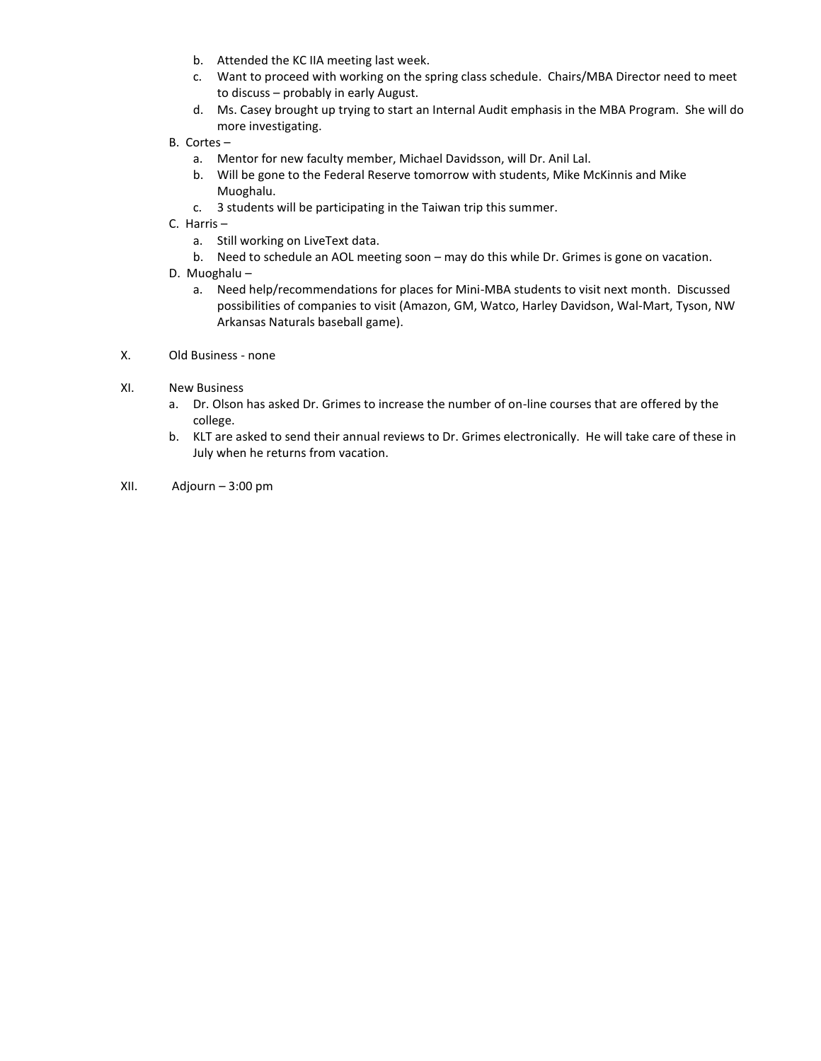- b. Attended the KC IIA meeting last week.
   - c. Want to proceed with working on the spring class schedule. Chairs/MBA Director need to meet to discuss – probably in early August.
   - d. Ms. Casey brought up trying to start an Internal Audit emphasis in the MBA Program. She will do more investigating.

B. Cortes –
   - a. Mentor for new faculty member, Michael Davidsson, will Dr. Anil Lal.
   - b. Will be gone to the Federal Reserve tomorrow with students, Mike McKinnis and Mike Muoghalu.
   - c. 3 students will be participating in the Taiwan trip this summer.

C. Harris –
   - a. Still working on LiveText data.
   - b. Need to schedule an AOL meeting soon – may do this while Dr. Grimes is gone on vacation.

D. Muoghalu –
   - a. Need help/recommendations for places for Mini-MBA students to visit next month. Discussed possibilities of companies to visit (Amazon, GM, Watco, Harley Davidson, Wal-Mart, Tyson, NW Arkansas Naturals baseball game).

X. Old Business - none

XI. New Business
   - a. Dr. Olson has asked Dr. Grimes to increase the number of on-line courses that are offered by the college.
   - b. KLT are asked to send their annual reviews to Dr. Grimes electronically. He will take care of these in July when he returns from vacation.

XII. Adjourn – 3:00 pm